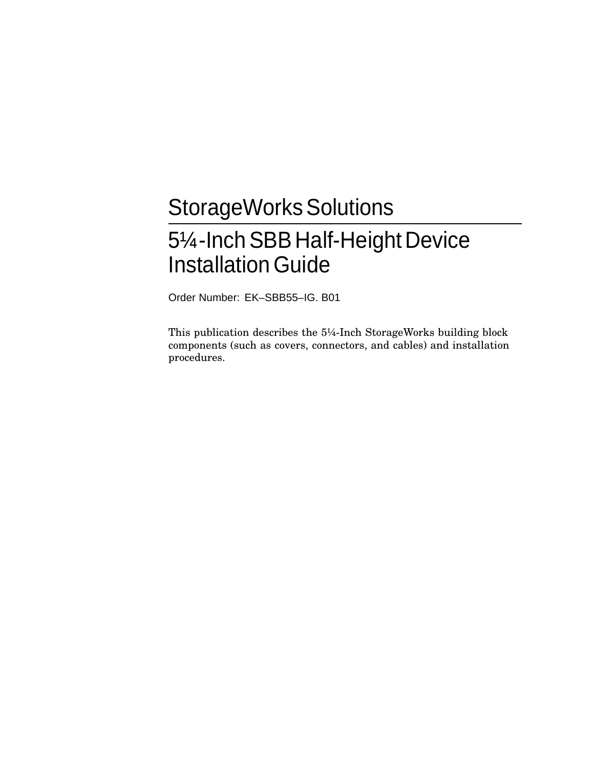# StorageWorks Solutions

# 5¼-Inch SBB Half-Height Device Installation Guide

Order Number: EK–SBB55–IG. B01

This publication describes the 5¼-Inch StorageWorks building block components (such as covers, connectors, and cables) and installation procedures.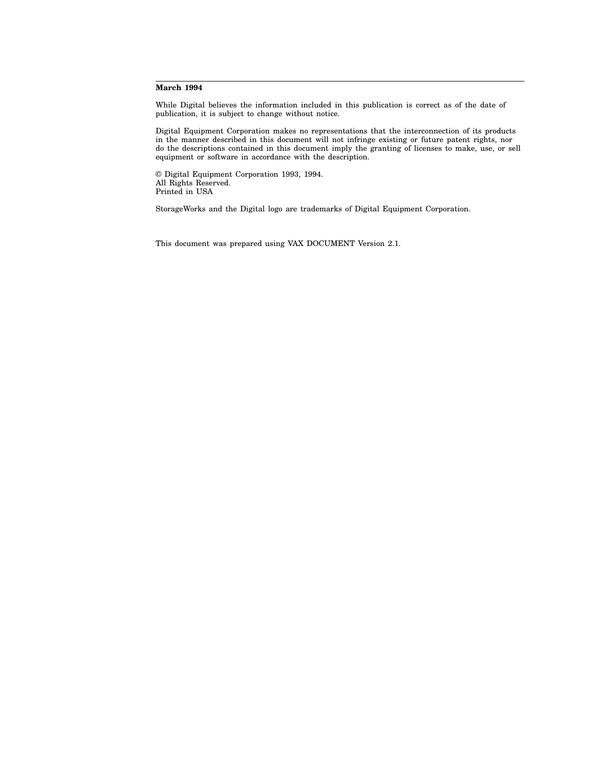**March 1994**

While Digital believes the information included in this publication is correct as of the date of publication, it is subject to change without notice.

Digital Equipment Corporation makes no representations that the interconnection of its products in the manner described in this document will not infringe existing or future patent rights, nor do the descriptions contained in this document imply the granting of licenses to make, use, or sell equipment or software in accordance with the description.

© Digital Equipment Corporation 1993, 1994.
All Rights Reserved.
Printed in USA

StorageWorks and the Digital logo are trademarks of Digital Equipment Corporation.

This document was prepared using VAX DOCUMENT Version 2.1.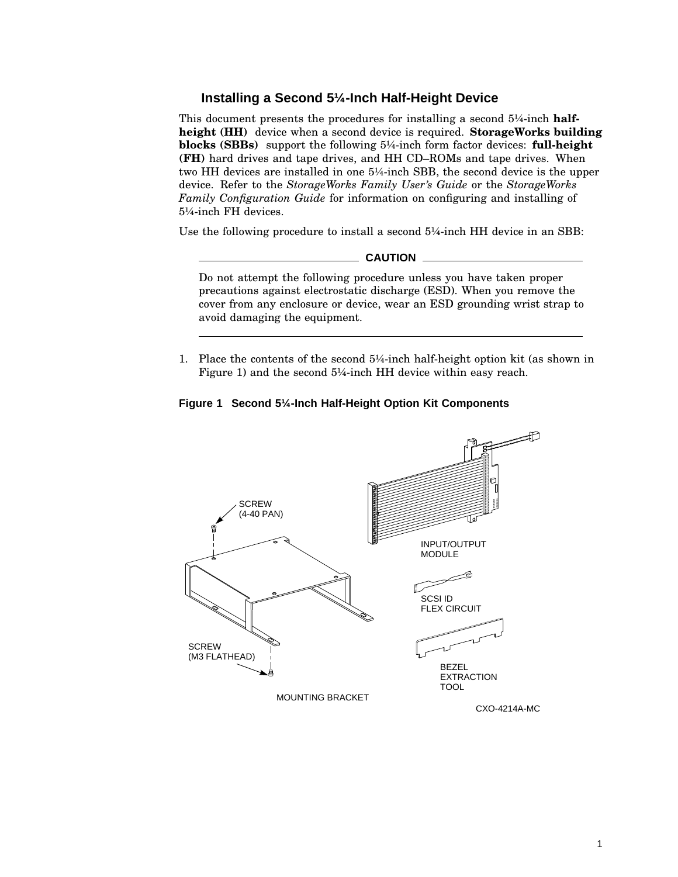## Installing a Second 5¼-Inch Half-Height Device

This document presents the procedures for installing a second 5¼-inch **half-height (HH)** device when a second device is required. **StorageWorks building blocks (SBBs)** support the following 5¼-inch form factor devices: **full-height (FH)** hard drives and tape drives, and HH CD–ROMs and tape drives. When two HH devices are installed in one 5¼-inch SBB, the second device is the upper device. Refer to the *StorageWorks Family User's Guide* or the *StorageWorks Family Configuration Guide* for information on configuring and installing of 5¼-inch FH devices.

Use the following procedure to install a second 5¼-inch HH device in an SBB:

**CAUTION**

Do not attempt the following procedure unless you have taken proper precautions against electrostatic discharge (ESD). When you remove the cover from any enclosure or device, wear an ESD grounding wrist strap to avoid damaging the equipment.

---

1. Place the contents of the second 5¼-inch half-height option kit (as shown in Figure 1) and the second 5¼-inch HH device within easy reach.

**Figure 1 Second 5¼-Inch Half-Height Option Kit Components**

SCREW (4-40 PAN)

INPUT/OUTPUT MODULE

SCSI ID FLEX CIRCUIT

SCREW (M3 FLATHEAD)

BEZEL EXTRACTION TOOL

MOUNTING BRACKET

CXO-4214A-MC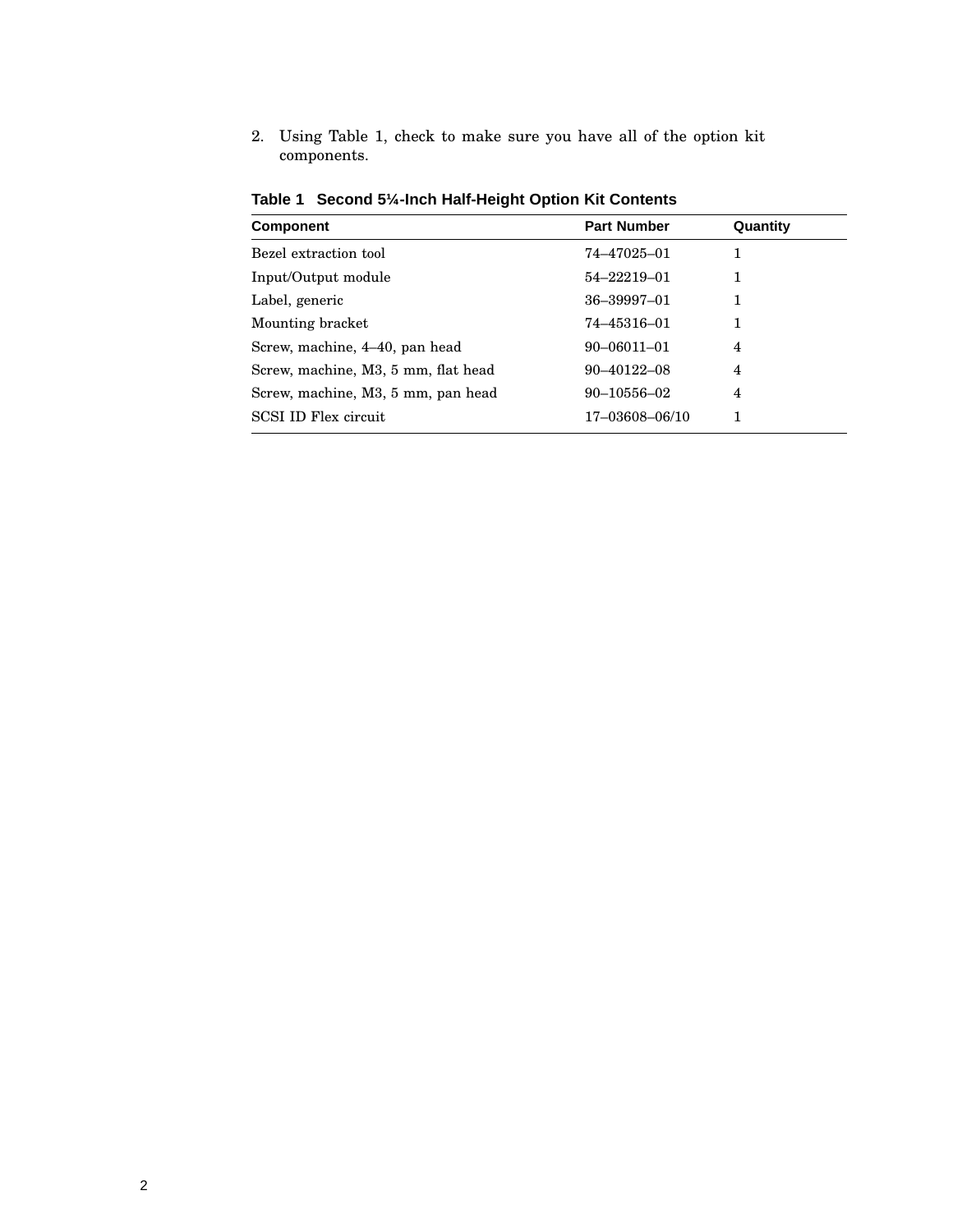2. Using Table 1, check to make sure you have all of the option kit components.

**Table 1 Second 5¼-Inch Half-Height Option Kit Contents**

| Component | Part Number | Quantity |
|---|---|---|
| Bezel extraction tool | 74–47025–01 | 1 |
| Input/Output module | 54–22219–01 | 1 |
| Label, generic | 36–39997–01 | 1 |
| Mounting bracket | 74–45316–01 | 1 |
| Screw, machine, 4–40, pan head | 90–06011–01 | 4 |
| Screw, machine, M3, 5 mm, flat head | 90–40122–08 | 4 |
| Screw, machine, M3, 5 mm, pan head | 90–10556–02 | 4 |
| SCSI ID Flex circuit | 17–03608–06/10 | 1 |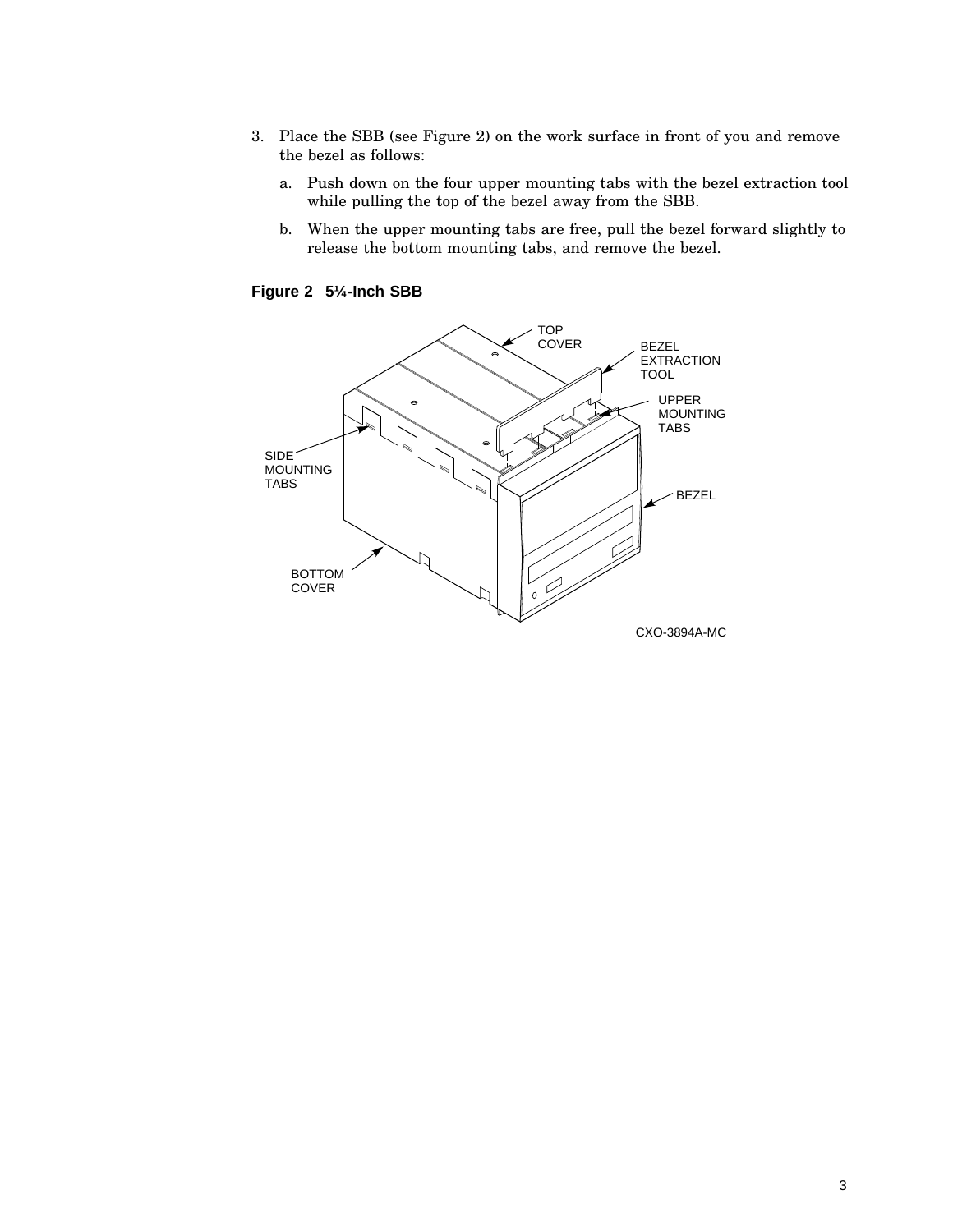3. Place the SBB (see Figure 2) on the work surface in front of you and remove the bezel as follows:

   a. Push down on the four upper mounting tabs with the bezel extraction tool while pulling the top of the bezel away from the SBB.

   b. When the upper mounting tabs are free, pull the bezel forward slightly to release the bottom mounting tabs, and remove the bezel.

**Figure 2 5¼-Inch SBB**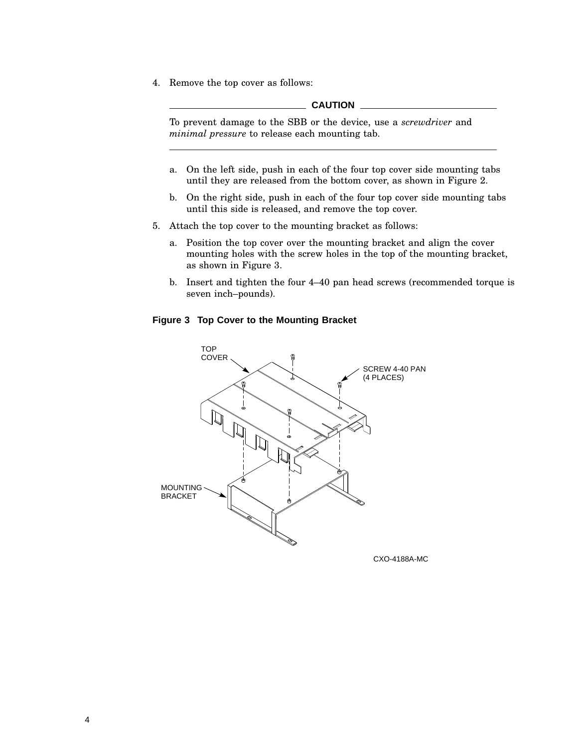4. Remove the top cover as follows:

**CAUTION**

To prevent damage to the SBB or the device, use a *screwdriver* and *minimal pressure* to release each mounting tab.

   a. On the left side, push in each of the four top cover side mounting tabs until they are released from the bottom cover, as shown in Figure 2.

   b. On the right side, push in each of the four top cover side mounting tabs until this side is released, and remove the top cover.

5. Attach the top cover to the mounting bracket as follows:

   a. Position the top cover over the mounting bracket and align the cover mounting holes with the screw holes in the top of the mounting bracket, as shown in Figure 3.

   b. Insert and tighten the four 4–40 pan head screws (recommended torque is seven inch–pounds).

**Figure 3 Top Cover to the Mounting Bracket**

TOP COVER

SCREW 4-40 PAN (4 PLACES)

MOUNTING BRACKET

CXO-4188A-MC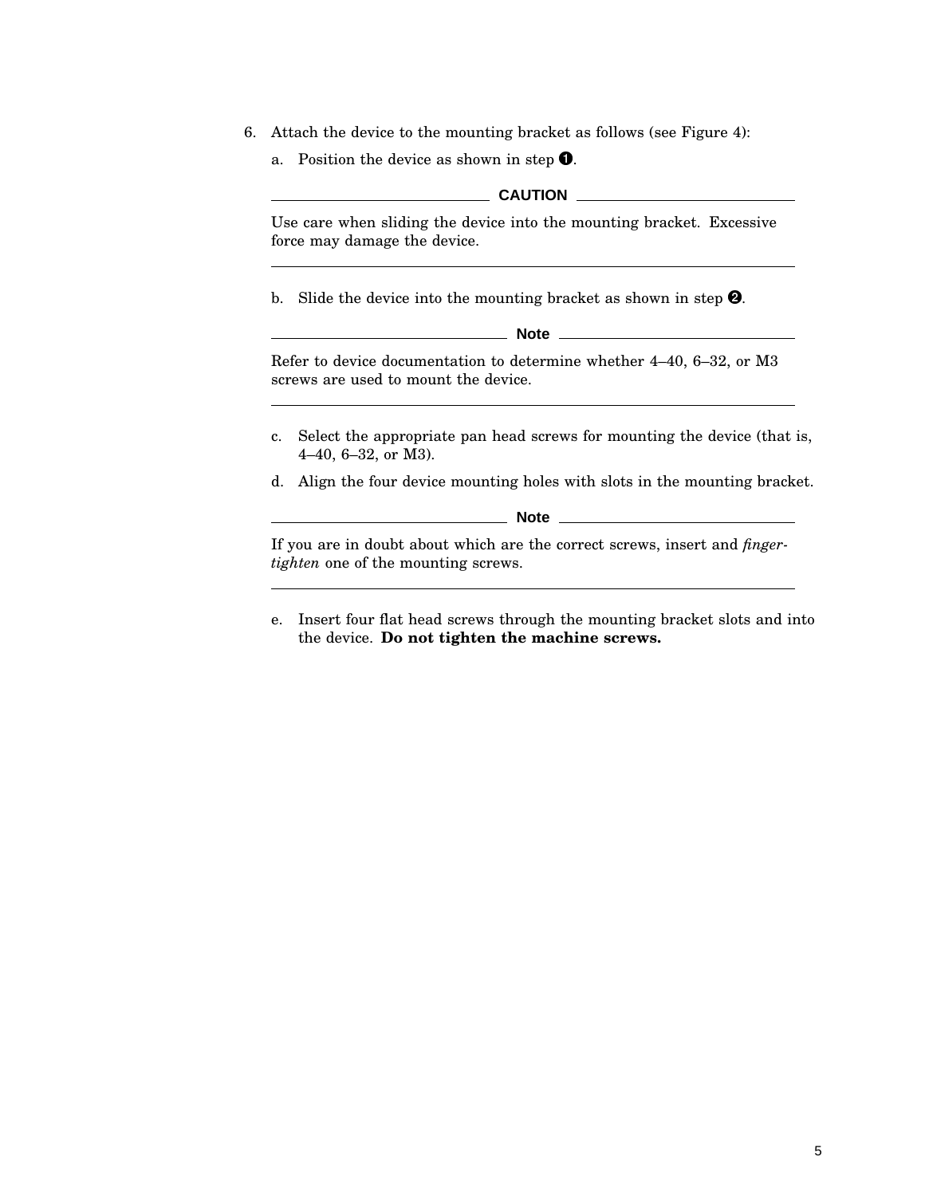6. Attach the device to the mounting bracket as follows (see Figure 4):

   a. Position the device as shown in step ❶.

   **CAUTION**

   Use care when sliding the device into the mounting bracket. Excessive force may damage the device.

   ---

   b. Slide the device into the mounting bracket as shown in step ❷.

   **Note**

   Refer to device documentation to determine whether 4–40, 6–32, or M3 screws are used to mount the device.

   ---

   c. Select the appropriate pan head screws for mounting the device (that is, 4–40, 6–32, or M3).

   d. Align the four device mounting holes with slots in the mounting bracket.

   **Note**

   If you are in doubt about which are the correct screws, insert and *finger-tighten* one of the mounting screws.

   ---

   e. Insert four flat head screws through the mounting bracket slots and into the device. **Do not tighten the machine screws.**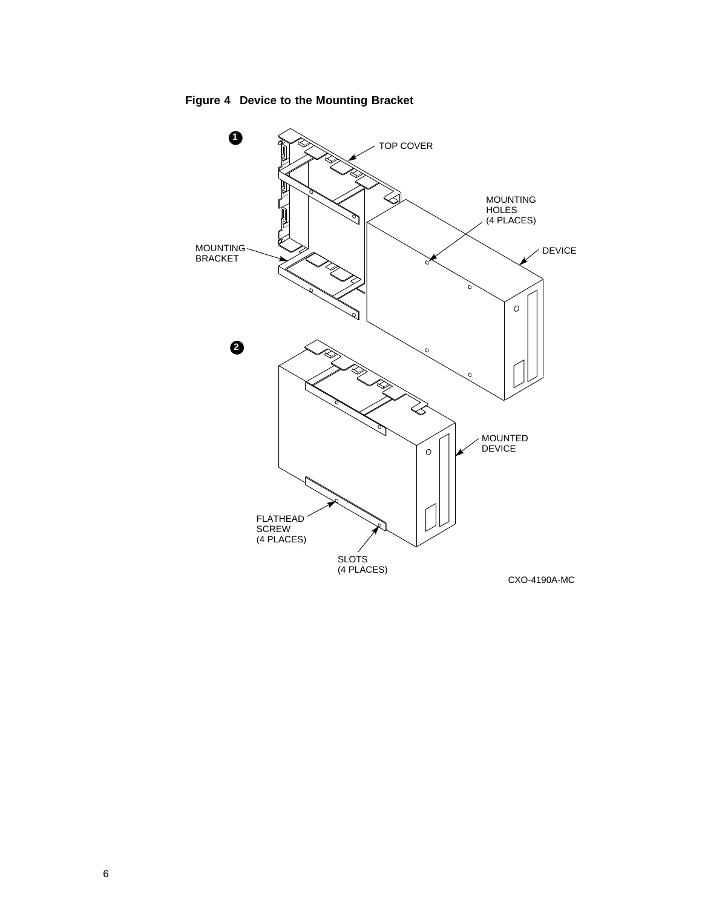**Figure 4 Device to the Mounting Bracket**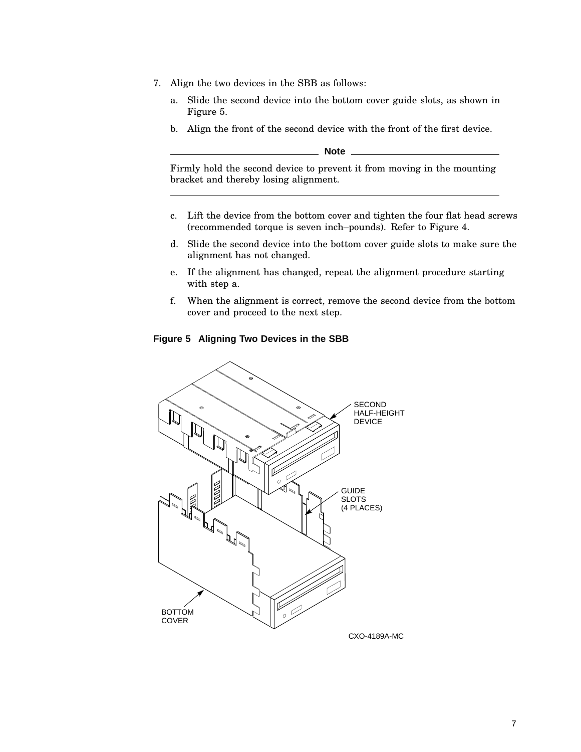7. Align the two devices in the SBB as follows:
   a. Slide the second device into the bottom cover guide slots, as shown in Figure 5.
   b. Align the front of the second device with the front of the first device.

   ---
   **Note**

   Firmly hold the second device to prevent it from moving in the mounting bracket and thereby losing alignment.

   ---

   c. Lift the device from the bottom cover and tighten the four flat head screws (recommended torque is seven inch–pounds). Refer to Figure 4.
   d. Slide the second device into the bottom cover guide slots to make sure the alignment has not changed.
   e. If the alignment has changed, repeat the alignment procedure starting with step a.
   f. When the alignment is correct, remove the second device from the bottom cover and proceed to the next step.

**Figure 5 Aligning Two Devices in the SBB**

SECOND HALF-HEIGHT DEVICE

GUIDE SLOTS (4 PLACES)

BOTTOM COVER

CXO-4189A-MC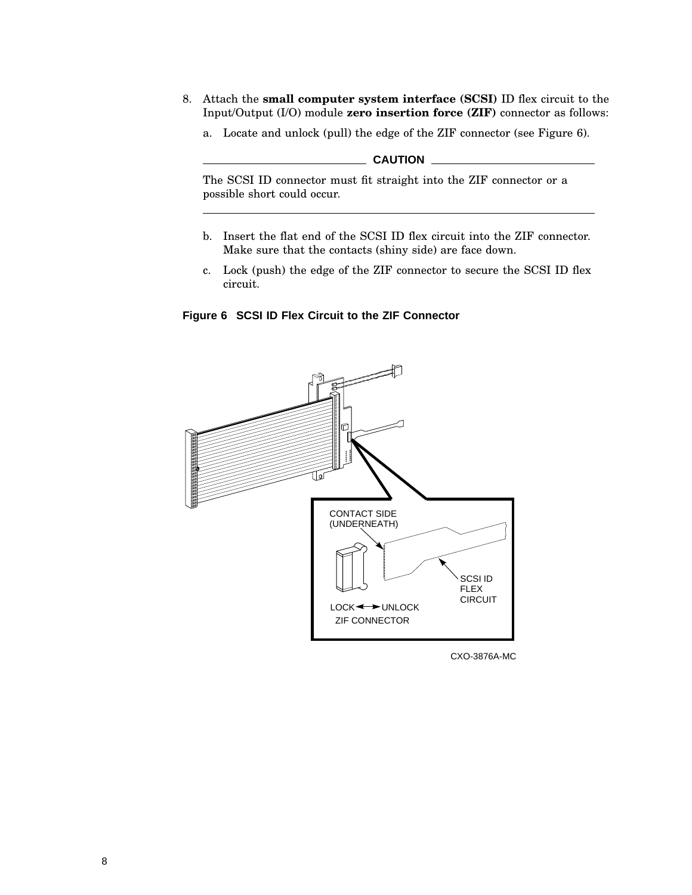8. Attach the **small computer system interface (SCSI)** ID flex circuit to the Input/Output (I/O) module **zero insertion force (ZIF)** connector as follows:

   a. Locate and unlock (pull) the edge of the ZIF connector (see Figure 6).

   **CAUTION**

   The SCSI ID connector must fit straight into the ZIF connector or a possible short could occur.

   b. Insert the flat end of the SCSI ID flex circuit into the ZIF connector. Make sure that the contacts (shiny side) are face down.

   c. Lock (push) the edge of the ZIF connector to secure the SCSI ID flex circuit.

**Figure 6 SCSI ID Flex Circuit to the ZIF Connector**

CONTACT SIDE (UNDERNEATH)

SCSI ID FLEX CIRCUIT

LOCK ↔ UNLOCK

ZIF CONNECTOR

CXO-3876A-MC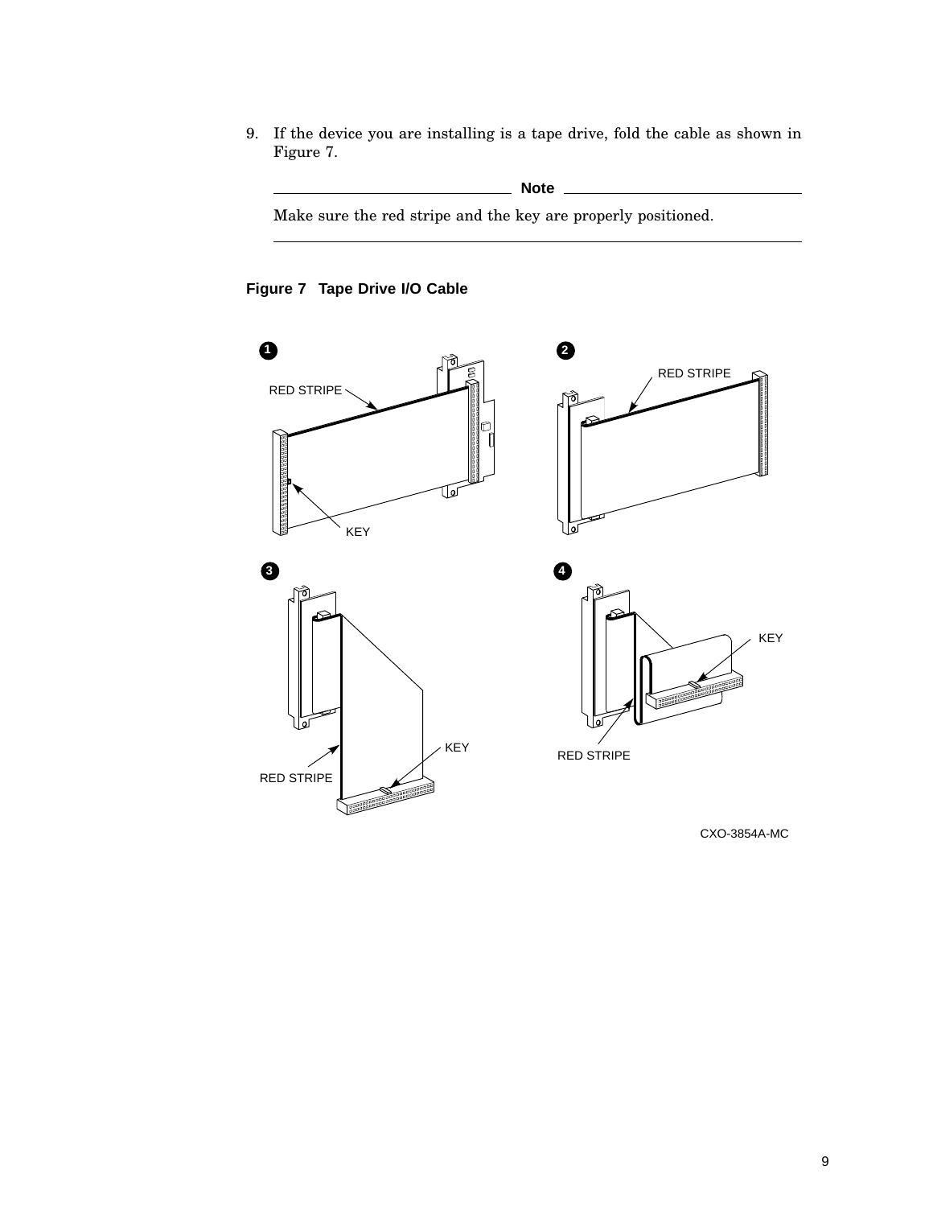9. If the device you are installing is a tape drive, fold the cable as shown in Figure 7.

**Note**

Make sure the red stripe and the key are properly positioned.

**Figure 7 Tape Drive I/O Cable**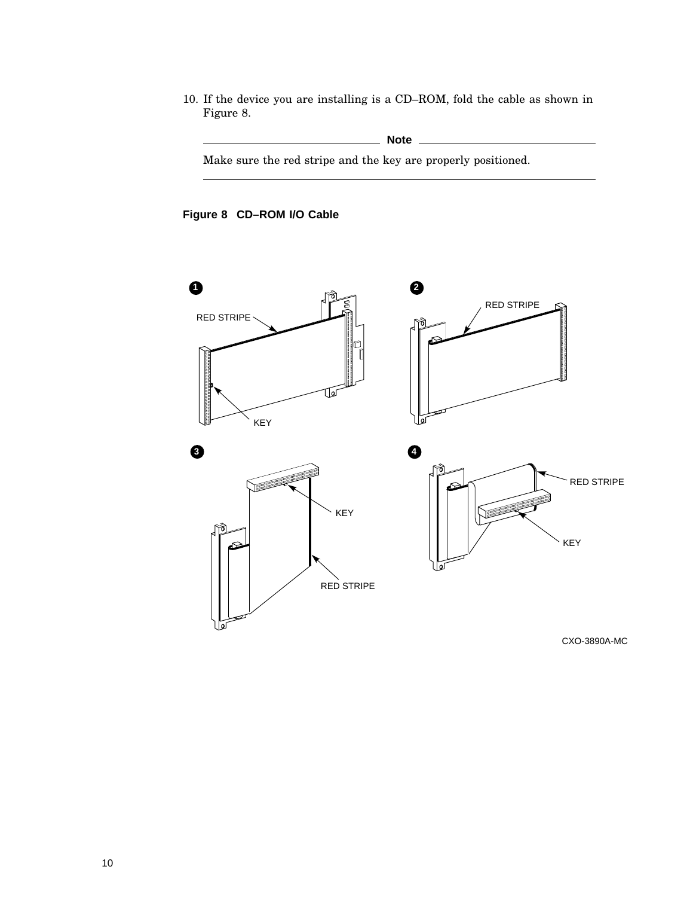10. If the device you are installing is a CD–ROM, fold the cable as shown in Figure 8.

**Note**

Make sure the red stripe and the key are properly positioned.

**Figure 8 CD–ROM I/O Cable**

CXO-3890A-MC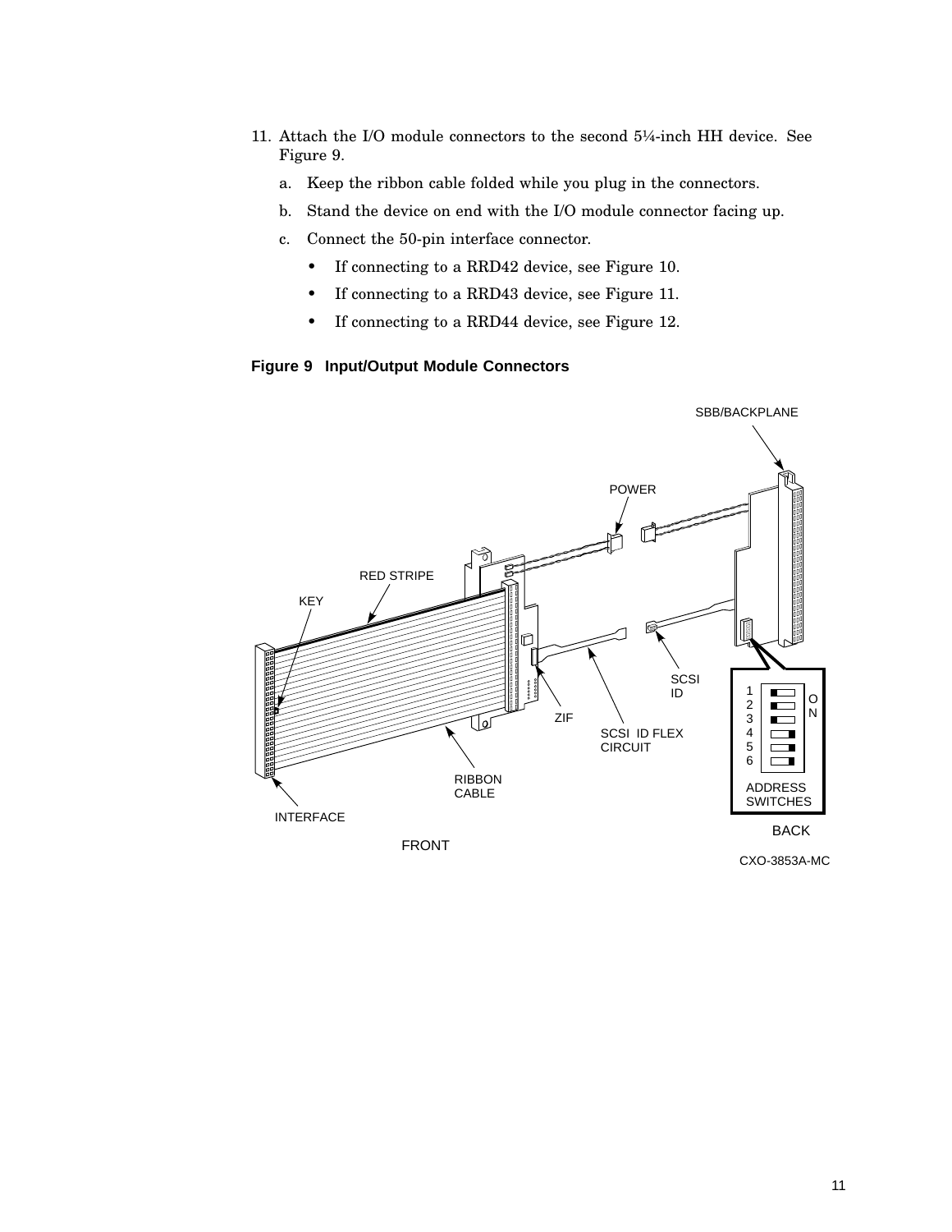11. Attach the I/O module connectors to the second 5¼-inch HH device. See Figure 9.

    a. Keep the ribbon cable folded while you plug in the connectors.

    b. Stand the device on end with the I/O module connector facing up.

    c. Connect the 50-pin interface connector.

       - If connecting to a RRD42 device, see Figure 10.
       - If connecting to a RRD43 device, see Figure 11.
       - If connecting to a RRD44 device, see Figure 12.

**Figure 9 Input/Output Module Connectors**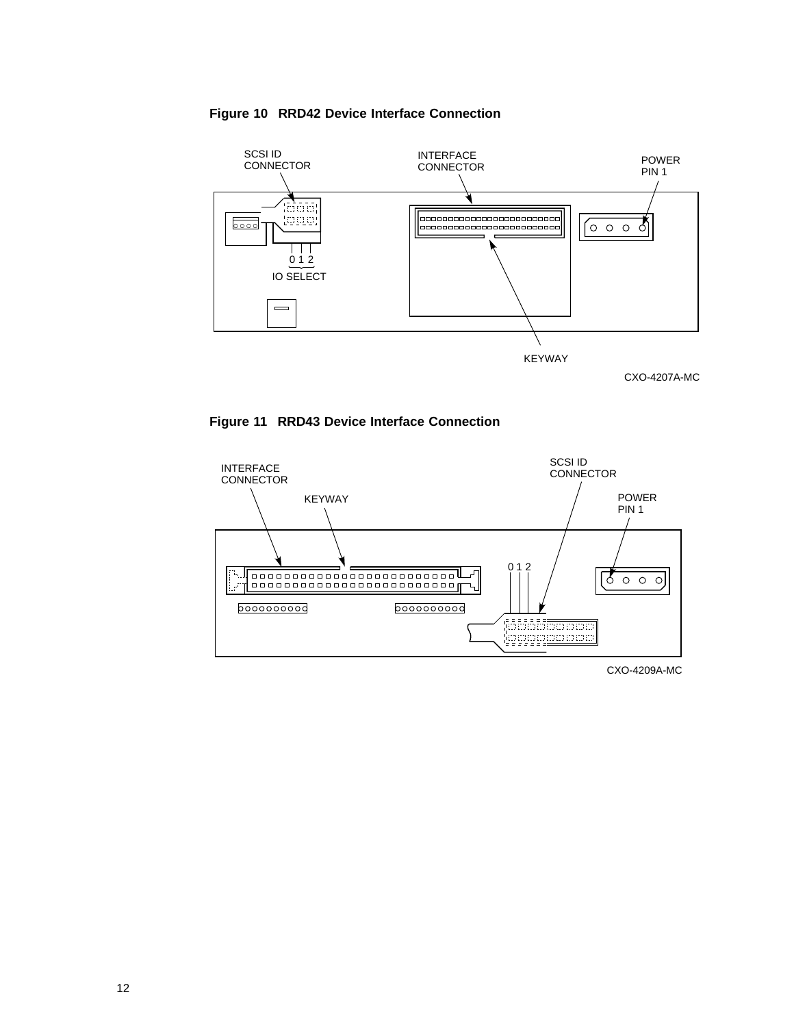**Figure 10 RRD42 Device Interface Connection**

SCSI ID CONNECTOR

INTERFACE CONNECTOR

POWER PIN 1

0 1 2

IO SELECT

KEYWAY

CXO-4207A-MC

**Figure 11 RRD43 Device Interface Connection**

INTERFACE CONNECTOR

KEYWAY

SCSI ID CONNECTOR

POWER PIN 1

0 1 2

CXO-4209A-MC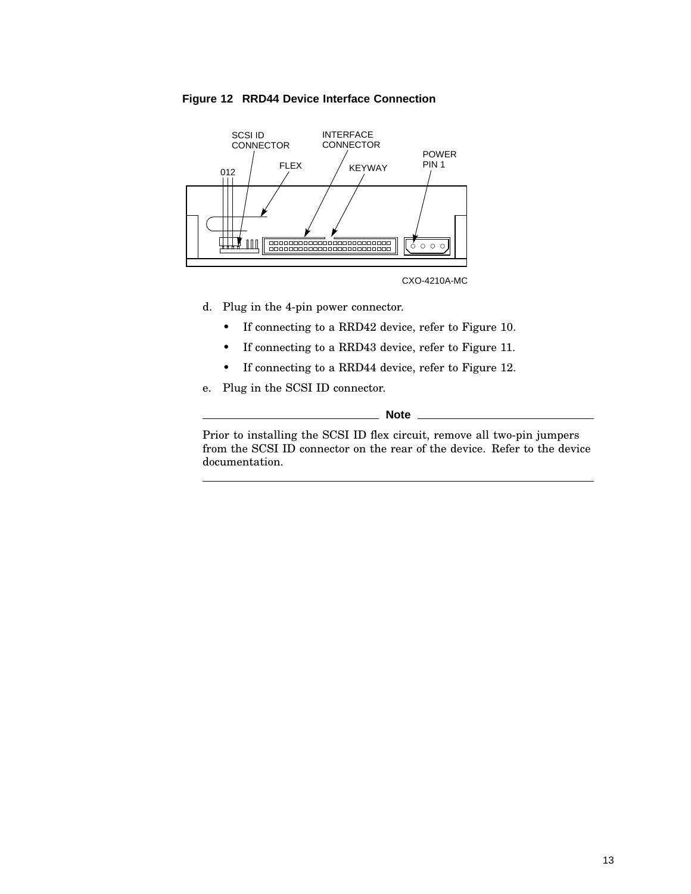**Figure 12 RRD44 Device Interface Connection**

d. Plug in the 4-pin power connector.

- If connecting to a RRD42 device, refer to Figure 10.
- If connecting to a RRD43 device, refer to Figure 11.
- If connecting to a RRD44 device, refer to Figure 12.

e. Plug in the SCSI ID connector.

---

**Note**

Prior to installing the SCSI ID flex circuit, remove all two-pin jumpers from the SCSI ID connector on the rear of the device. Refer to the device documentation.

---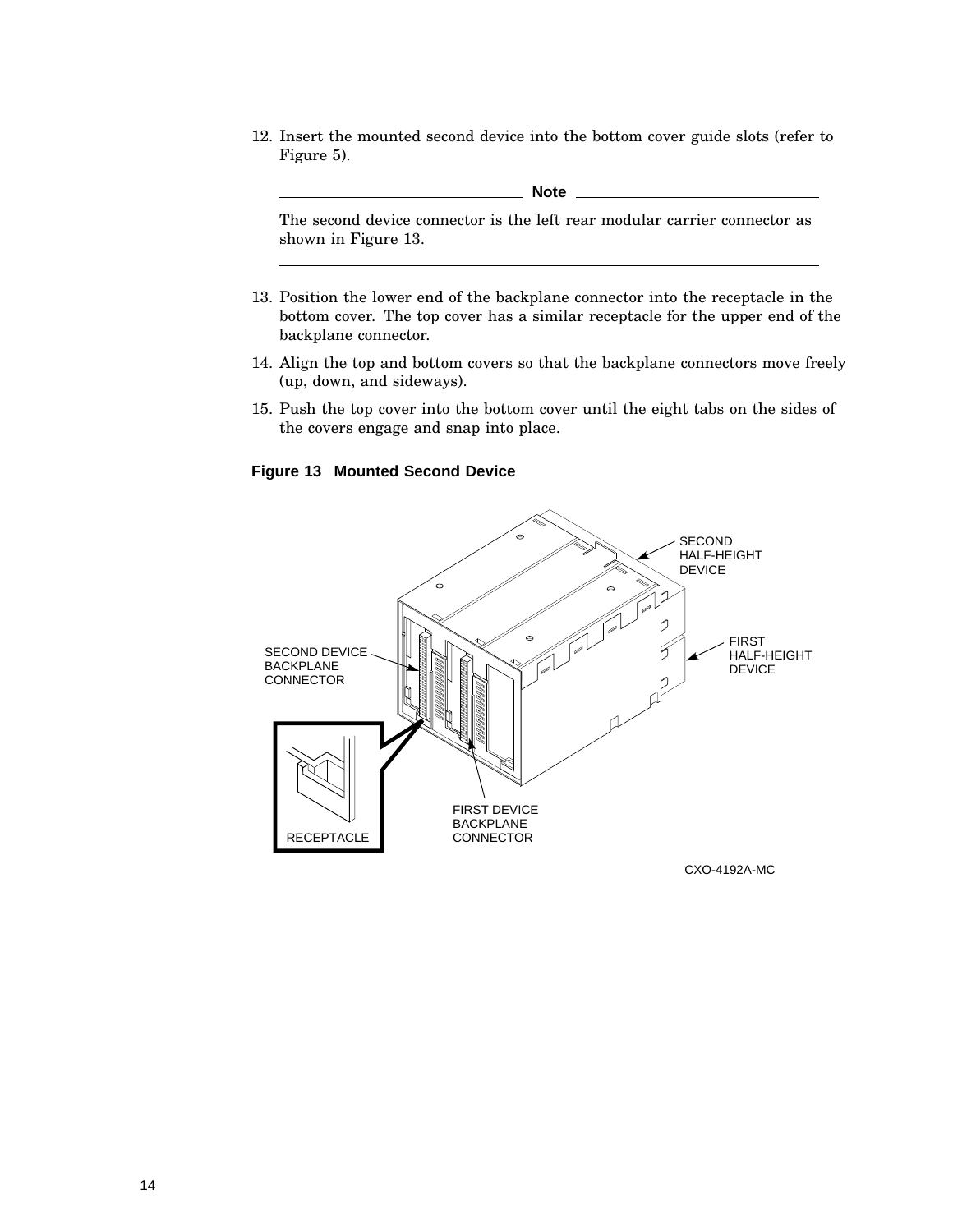12. Insert the mounted second device into the bottom cover guide slots (refer to Figure 5).

---

**Note**

The second device connector is the left rear modular carrier connector as shown in Figure 13.

---

13. Position the lower end of the backplane connector into the receptacle in the bottom cover. The top cover has a similar receptacle for the upper end of the backplane connector.
14. Align the top and bottom covers so that the backplane connectors move freely (up, down, and sideways).
15. Push the top cover into the bottom cover until the eight tabs on the sides of the covers engage and snap into place.

**Figure 13 Mounted Second Device**

SECOND HALF-HEIGHT DEVICE

FIRST HALF-HEIGHT DEVICE

SECOND DEVICE BACKPLANE CONNECTOR

RECEPTACLE

FIRST DEVICE BACKPLANE CONNECTOR

CXO-4192A-MC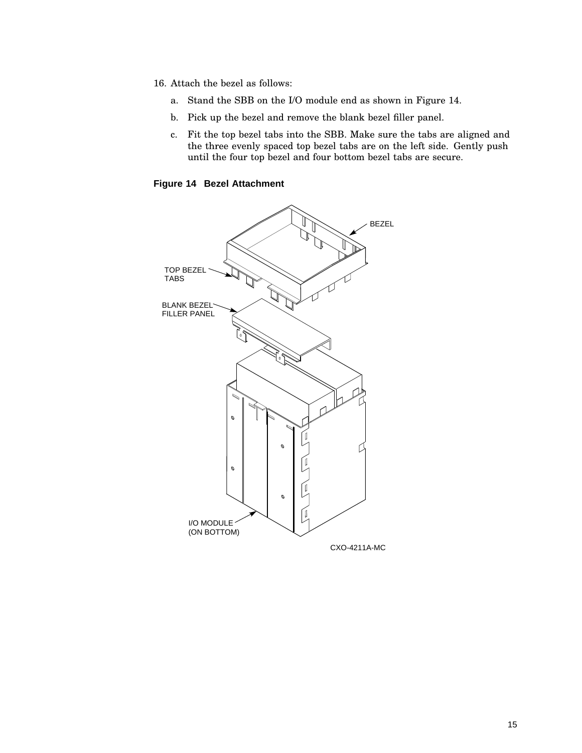16. Attach the bezel as follows:
    a. Stand the SBB on the I/O module end as shown in Figure 14.
    b. Pick up the bezel and remove the blank bezel filler panel.
    c. Fit the top bezel tabs into the SBB. Make sure the tabs are aligned and the three evenly spaced top bezel tabs are on the left side. Gently push until the four top bezel and four bottom bezel tabs are secure.

**Figure 14 Bezel Attachment**

BEZEL

TOP BEZEL TABS

BLANK BEZEL FILLER PANEL

I/O MODULE (ON BOTTOM)

CXO-4211A-MC